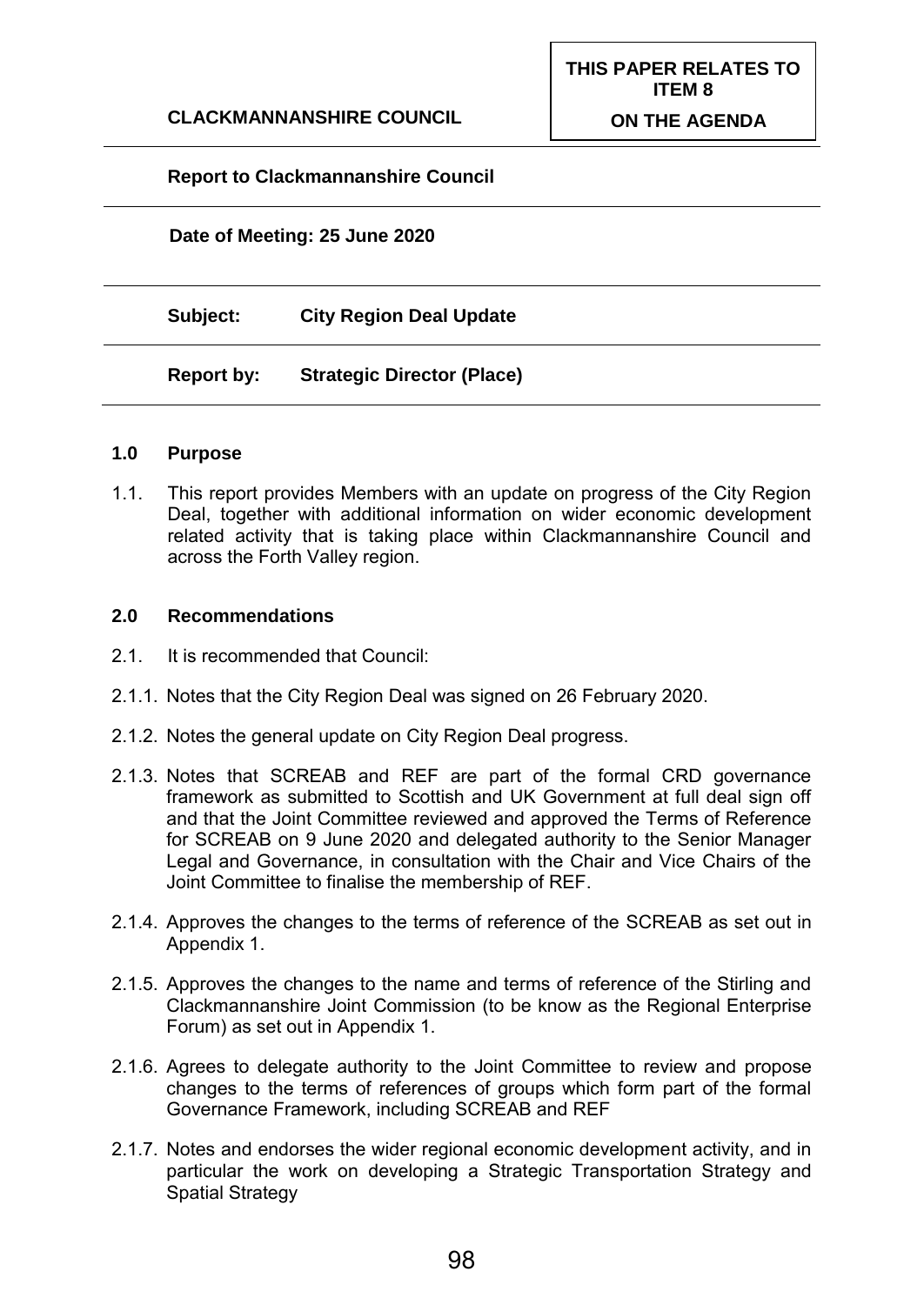**CLACKMANNANSHIRE COUNCIL**

**THIS PAPER RELATES TO ITEM 8 ON THE AGENDA**

**Report to Clackmannanshire Council**

**Date of Meeting: 25 June 2020**

**Subject: City Region Deal Update**

**Report by: Strategic Director (Place)**

## 1.0 Purpose

1.1. This report provides Members with an update on progress of the City Region Deal, together with additional information on wider economic development related activity that is taking place within Clackmannanshire Council and across the Forth Valley region.

## 2.0 Recommendations

2.1. It is recommended that Council:

2.1.1. Notes that the City Region Deal was signed on 26 February 2020.

2.1.2. Notes the general update on City Region Deal progress.

2.1.3. Notes that SCREAB and REF are part of the formal CRD governance framework as submitted to Scottish and UK Government at full deal sign off and that the Joint Committee reviewed and approved the Terms of Reference for SCREAB on 9 June 2020 and delegated authority to the Senior Manager Legal and Governance, in consultation with the Chair and Vice Chairs of the Joint Committee to finalise the membership of REF.

2.1.4. Approves the changes to the terms of reference of the SCREAB as set out in Appendix 1.

2.1.5. Approves the changes to the name and terms of reference of the Stirling and Clackmannanshire Joint Commission (to be know as the Regional Enterprise Forum) as set out in Appendix 1.

2.1.6. Agrees to delegate authority to the Joint Committee to review and propose changes to the terms of references of groups which form part of the formal Governance Framework, including SCREAB and REF

2.1.7. Notes and endorses the wider regional economic development activity, and in particular the work on developing a Strategic Transportation Strategy and Spatial Strategy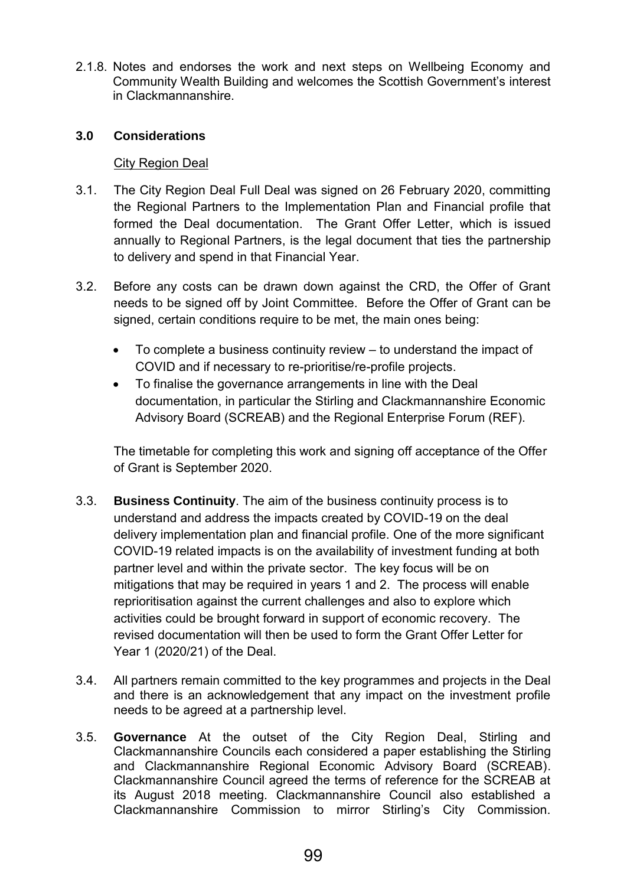2.1.8. Notes and endorses the work and next steps on Wellbeing Economy and Community Wealth Building and welcomes the Scottish Government's interest in Clackmannanshire.

## 3.0 Considerations

City Region Deal

3.1. The City Region Deal Full Deal was signed on 26 February 2020, committing the Regional Partners to the Implementation Plan and Financial profile that formed the Deal documentation. The Grant Offer Letter, which is issued annually to Regional Partners, is the legal document that ties the partnership to delivery and spend in that Financial Year.

3.2. Before any costs can be drawn down against the CRD, the Offer of Grant needs to be signed off by Joint Committee. Before the Offer of Grant can be signed, certain conditions require to be met, the main ones being:

- To complete a business continuity review – to understand the impact of COVID and if necessary to re-prioritise/re-profile projects.
- To finalise the governance arrangements in line with the Deal documentation, in particular the Stirling and Clackmannanshire Economic Advisory Board (SCREAB) and the Regional Enterprise Forum (REF).

The timetable for completing this work and signing off acceptance of the Offer of Grant is September 2020.

3.3. **Business Continuity**. The aim of the business continuity process is to understand and address the impacts created by COVID-19 on the deal delivery implementation plan and financial profile. One of the more significant COVID-19 related impacts is on the availability of investment funding at both partner level and within the private sector. The key focus will be on mitigations that may be required in years 1 and 2. The process will enable reprioritisation against the current challenges and also to explore which activities could be brought forward in support of economic recovery. The revised documentation will then be used to form the Grant Offer Letter for Year 1 (2020/21) of the Deal.

3.4. All partners remain committed to the key programmes and projects in the Deal and there is an acknowledgement that any impact on the investment profile needs to be agreed at a partnership level.

3.5. **Governance** At the outset of the City Region Deal, Stirling and Clackmannanshire Councils each considered a paper establishing the Stirling and Clackmannanshire Regional Economic Advisory Board (SCREAB). Clackmannanshire Council agreed the terms of reference for the SCREAB at its August 2018 meeting. Clackmannanshire Council also established a Clackmannanshire Commission to mirror Stirling's City Commission.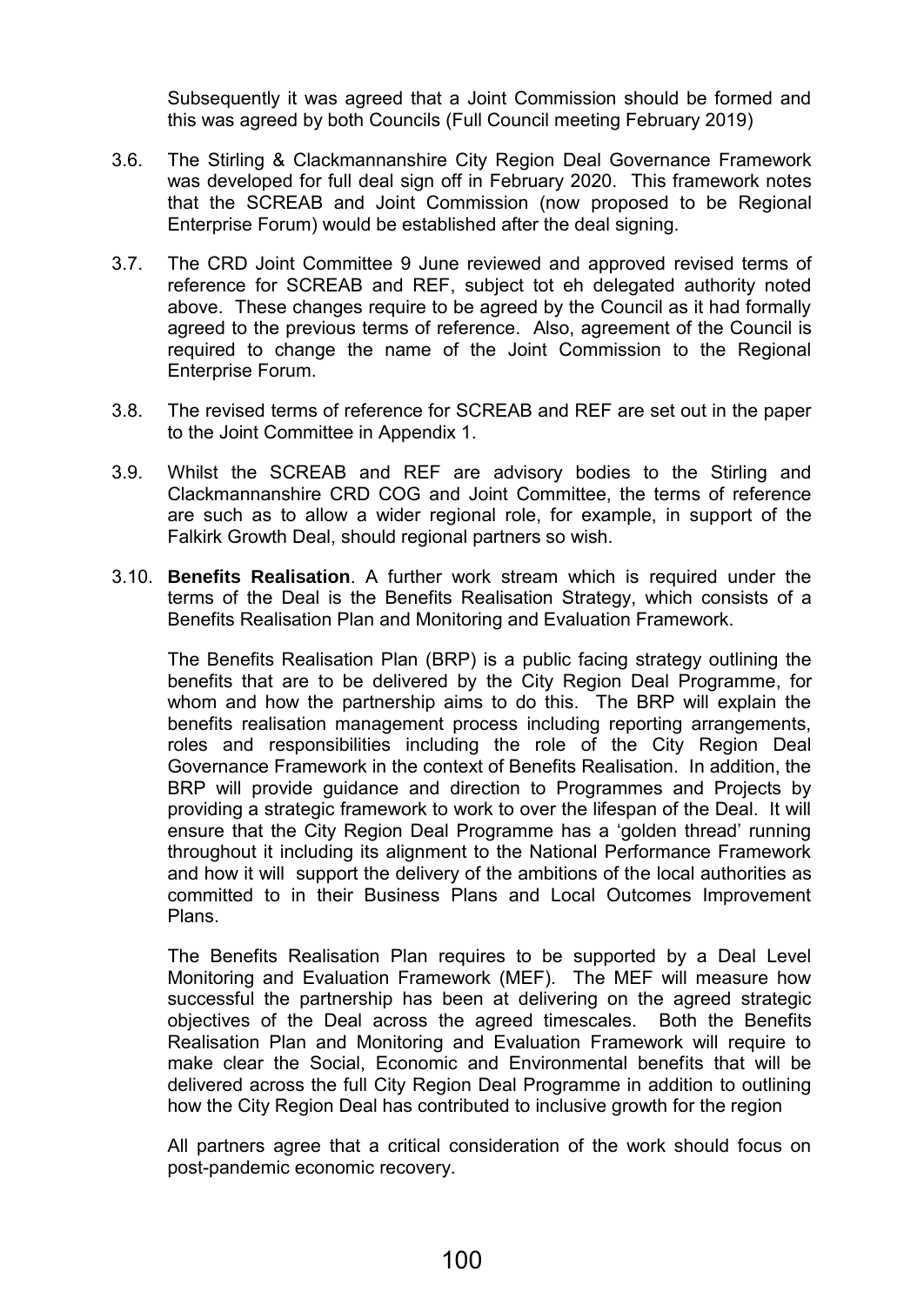Subsequently it was agreed that a Joint Commission should be formed and this was agreed by both Councils (Full Council meeting February 2019)

3.6. The Stirling & Clackmannanshire City Region Deal Governance Framework was developed for full deal sign off in February 2020. This framework notes that the SCREAB and Joint Commission (now proposed to be Regional Enterprise Forum) would be established after the deal signing.

3.7. The CRD Joint Committee 9 June reviewed and approved revised terms of reference for SCREAB and REF, subject tot eh delegated authority noted above. These changes require to be agreed by the Council as it had formally agreed to the previous terms of reference. Also, agreement of the Council is required to change the name of the Joint Commission to the Regional Enterprise Forum.

3.8. The revised terms of reference for SCREAB and REF are set out in the paper to the Joint Committee in Appendix 1.

3.9. Whilst the SCREAB and REF are advisory bodies to the Stirling and Clackmannanshire CRD COG and Joint Committee, the terms of reference are such as to allow a wider regional role, for example, in support of the Falkirk Growth Deal, should regional partners so wish.

3.10. **Benefits Realisation**. A further work stream which is required under the terms of the Deal is the Benefits Realisation Strategy, which consists of a Benefits Realisation Plan and Monitoring and Evaluation Framework.

The Benefits Realisation Plan (BRP) is a public facing strategy outlining the benefits that are to be delivered by the City Region Deal Programme, for whom and how the partnership aims to do this. The BRP will explain the benefits realisation management process including reporting arrangements, roles and responsibilities including the role of the City Region Deal Governance Framework in the context of Benefits Realisation. In addition, the BRP will provide guidance and direction to Programmes and Projects by providing a strategic framework to work to over the lifespan of the Deal. It will ensure that the City Region Deal Programme has a 'golden thread' running throughout it including its alignment to the National Performance Framework and how it will support the delivery of the ambitions of the local authorities as committed to in their Business Plans and Local Outcomes Improvement Plans.

The Benefits Realisation Plan requires to be supported by a Deal Level Monitoring and Evaluation Framework (MEF). The MEF will measure how successful the partnership has been at delivering on the agreed strategic objectives of the Deal across the agreed timescales. Both the Benefits Realisation Plan and Monitoring and Evaluation Framework will require to make clear the Social, Economic and Environmental benefits that will be delivered across the full City Region Deal Programme in addition to outlining how the City Region Deal has contributed to inclusive growth for the region

All partners agree that a critical consideration of the work should focus on post-pandemic economic recovery.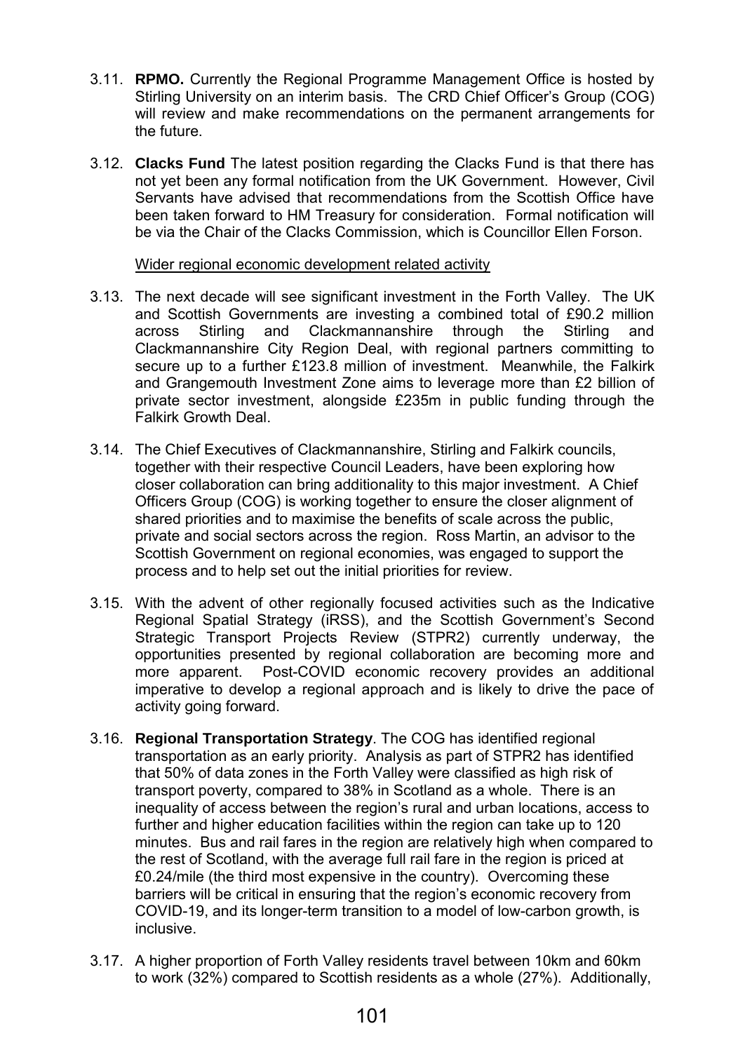3.11. **RPMO.** Currently the Regional Programme Management Office is hosted by Stirling University on an interim basis. The CRD Chief Officer's Group (COG) will review and make recommendations on the permanent arrangements for the future.

3.12. **Clacks Fund** The latest position regarding the Clacks Fund is that there has not yet been any formal notification from the UK Government. However, Civil Servants have advised that recommendations from the Scottish Office have been taken forward to HM Treasury for consideration. Formal notification will be via the Chair of the Clacks Commission, which is Councillor Ellen Forson.

<u>Wider regional economic development related activity</u>

3.13. The next decade will see significant investment in the Forth Valley. The UK and Scottish Governments are investing a combined total of £90.2 million across Stirling and Clackmannanshire through the Stirling and Clackmannanshire City Region Deal, with regional partners committing to secure up to a further £123.8 million of investment. Meanwhile, the Falkirk and Grangemouth Investment Zone aims to leverage more than £2 billion of private sector investment, alongside £235m in public funding through the Falkirk Growth Deal.

3.14. The Chief Executives of Clackmannanshire, Stirling and Falkirk councils, together with their respective Council Leaders, have been exploring how closer collaboration can bring additionality to this major investment. A Chief Officers Group (COG) is working together to ensure the closer alignment of shared priorities and to maximise the benefits of scale across the public, private and social sectors across the region. Ross Martin, an advisor to the Scottish Government on regional economies, was engaged to support the process and to help set out the initial priorities for review.

3.15. With the advent of other regionally focused activities such as the Indicative Regional Spatial Strategy (iRSS), and the Scottish Government's Second Strategic Transport Projects Review (STPR2) currently underway, the opportunities presented by regional collaboration are becoming more and more apparent. Post-COVID economic recovery provides an additional imperative to develop a regional approach and is likely to drive the pace of activity going forward.

3.16. **Regional Transportation Strategy**. The COG has identified regional transportation as an early priority. Analysis as part of STPR2 has identified that 50% of data zones in the Forth Valley were classified as high risk of transport poverty, compared to 38% in Scotland as a whole. There is an inequality of access between the region's rural and urban locations, access to further and higher education facilities within the region can take up to 120 minutes. Bus and rail fares in the region are relatively high when compared to the rest of Scotland, with the average full rail fare in the region is priced at £0.24/mile (the third most expensive in the country). Overcoming these barriers will be critical in ensuring that the region's economic recovery from COVID-19, and its longer-term transition to a model of low-carbon growth, is inclusive.

3.17. A higher proportion of Forth Valley residents travel between 10km and 60km to work (32%) compared to Scottish residents as a whole (27%). Additionally,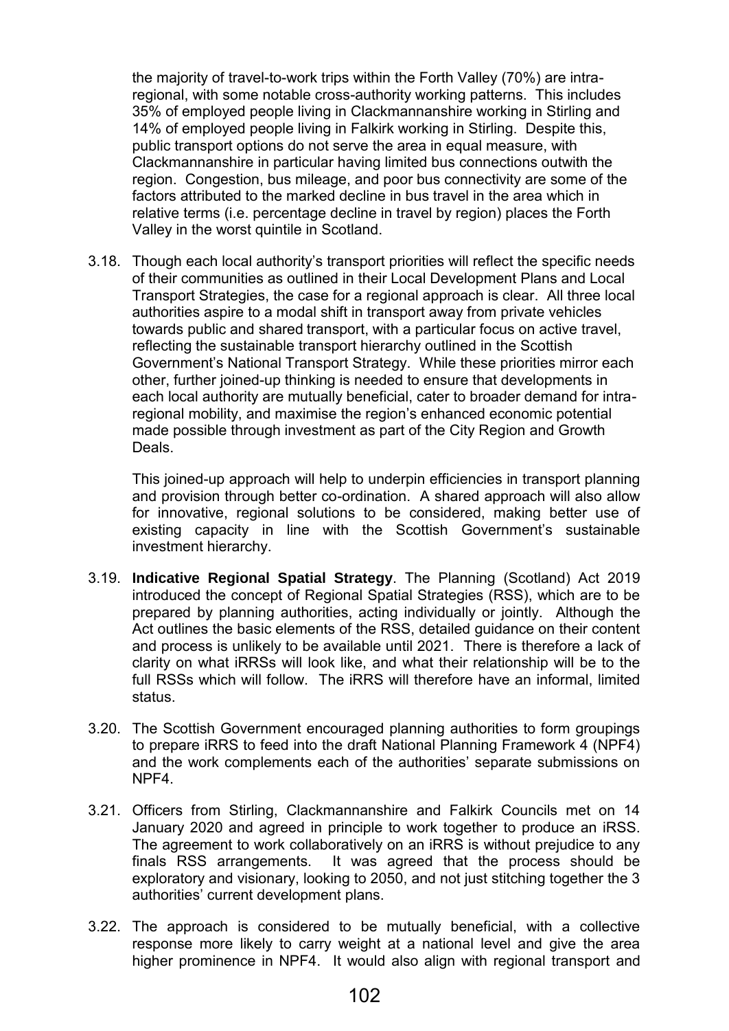the majority of travel-to-work trips within the Forth Valley (70%) are intra-regional, with some notable cross-authority working patterns. This includes 35% of employed people living in Clackmannanshire working in Stirling and 14% of employed people living in Falkirk working in Stirling. Despite this, public transport options do not serve the area in equal measure, with Clackmannanshire in particular having limited bus connections outwith the region. Congestion, bus mileage, and poor bus connectivity are some of the factors attributed to the marked decline in bus travel in the area which in relative terms (i.e. percentage decline in travel by region) places the Forth Valley in the worst quintile in Scotland.

3.18. Though each local authority's transport priorities will reflect the specific needs of their communities as outlined in their Local Development Plans and Local Transport Strategies, the case for a regional approach is clear. All three local authorities aspire to a modal shift in transport away from private vehicles towards public and shared transport, with a particular focus on active travel, reflecting the sustainable transport hierarchy outlined in the Scottish Government's National Transport Strategy. While these priorities mirror each other, further joined-up thinking is needed to ensure that developments in each local authority are mutually beneficial, cater to broader demand for intra-regional mobility, and maximise the region's enhanced economic potential made possible through investment as part of the City Region and Growth Deals.

This joined-up approach will help to underpin efficiencies in transport planning and provision through better co-ordination. A shared approach will also allow for innovative, regional solutions to be considered, making better use of existing capacity in line with the Scottish Government's sustainable investment hierarchy.

3.19. **Indicative Regional Spatial Strategy**. The Planning (Scotland) Act 2019 introduced the concept of Regional Spatial Strategies (RSS), which are to be prepared by planning authorities, acting individually or jointly. Although the Act outlines the basic elements of the RSS, detailed guidance on their content and process is unlikely to be available until 2021. There is therefore a lack of clarity on what iRRSs will look like, and what their relationship will be to the full RSSs which will follow. The iRRS will therefore have an informal, limited status.

3.20. The Scottish Government encouraged planning authorities to form groupings to prepare iRRS to feed into the draft National Planning Framework 4 (NPF4) and the work complements each of the authorities' separate submissions on NPF4.

3.21. Officers from Stirling, Clackmannanshire and Falkirk Councils met on 14 January 2020 and agreed in principle to work together to produce an iRSS. The agreement to work collaboratively on an iRRS is without prejudice to any finals RSS arrangements. It was agreed that the process should be exploratory and visionary, looking to 2050, and not just stitching together the 3 authorities' current development plans.

3.22. The approach is considered to be mutually beneficial, with a collective response more likely to carry weight at a national level and give the area higher prominence in NPF4. It would also align with regional transport and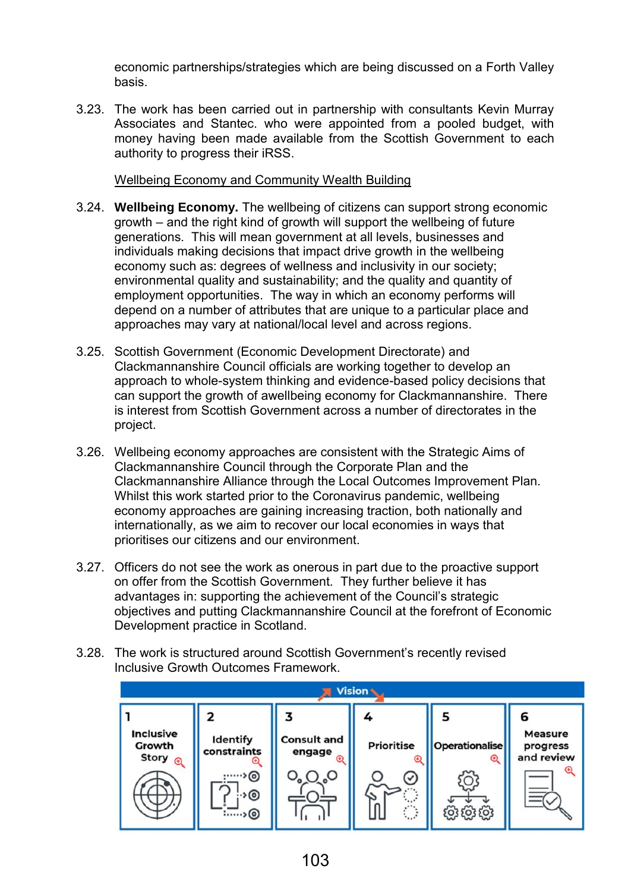economic partnerships/strategies which are being discussed on a Forth Valley basis.

3.23. The work has been carried out in partnership with consultants Kevin Murray Associates and Stantec. who were appointed from a pooled budget, with money having been made available from the Scottish Government to each authority to progress their iRSS.

Wellbeing Economy and Community Wealth Building

3.24. **Wellbeing Economy.** The wellbeing of citizens can support strong economic growth – and the right kind of growth will support the wellbeing of future generations. This will mean government at all levels, businesses and individuals making decisions that impact drive growth in the wellbeing economy such as: degrees of wellness and inclusivity in our society; environmental quality and sustainability; and the quality and quantity of employment opportunities. The way in which an economy performs will depend on a number of attributes that are unique to a particular place and approaches may vary at national/local level and across regions.

3.25. Scottish Government (Economic Development Directorate) and Clackmannanshire Council officials are working together to develop an approach to whole-system thinking and evidence-based policy decisions that can support the growth of awellbeing economy for Clackmannanshire. There is interest from Scottish Government across a number of directorates in the project.

3.26. Wellbeing economy approaches are consistent with the Strategic Aims of Clackmannanshire Council through the Corporate Plan and the Clackmannanshire Alliance through the Local Outcomes Improvement Plan. Whilst this work started prior to the Coronavirus pandemic, wellbeing economy approaches are gaining increasing traction, both nationally and internationally, as we aim to recover our local economies in ways that prioritises our citizens and our environment.

3.27. Officers do not see the work as onerous in part due to the proactive support on offer from the Scottish Government. They further believe it has advantages in: supporting the achievement of the Council's strategic objectives and putting Clackmannanshire Council at the forefront of Economic Development practice in Scotland.

3.28. The work is structured around Scottish Government's recently revised Inclusive Growth Outcomes Framework.

Vision

| 1 | 2 | 3 | 4 | 5 | 6 |
|---|---|---|---|---|---|
| Inclusive Growth Story | Identify constraints | Consult and engage | Prioritise | Operationalise | Measure progress and review |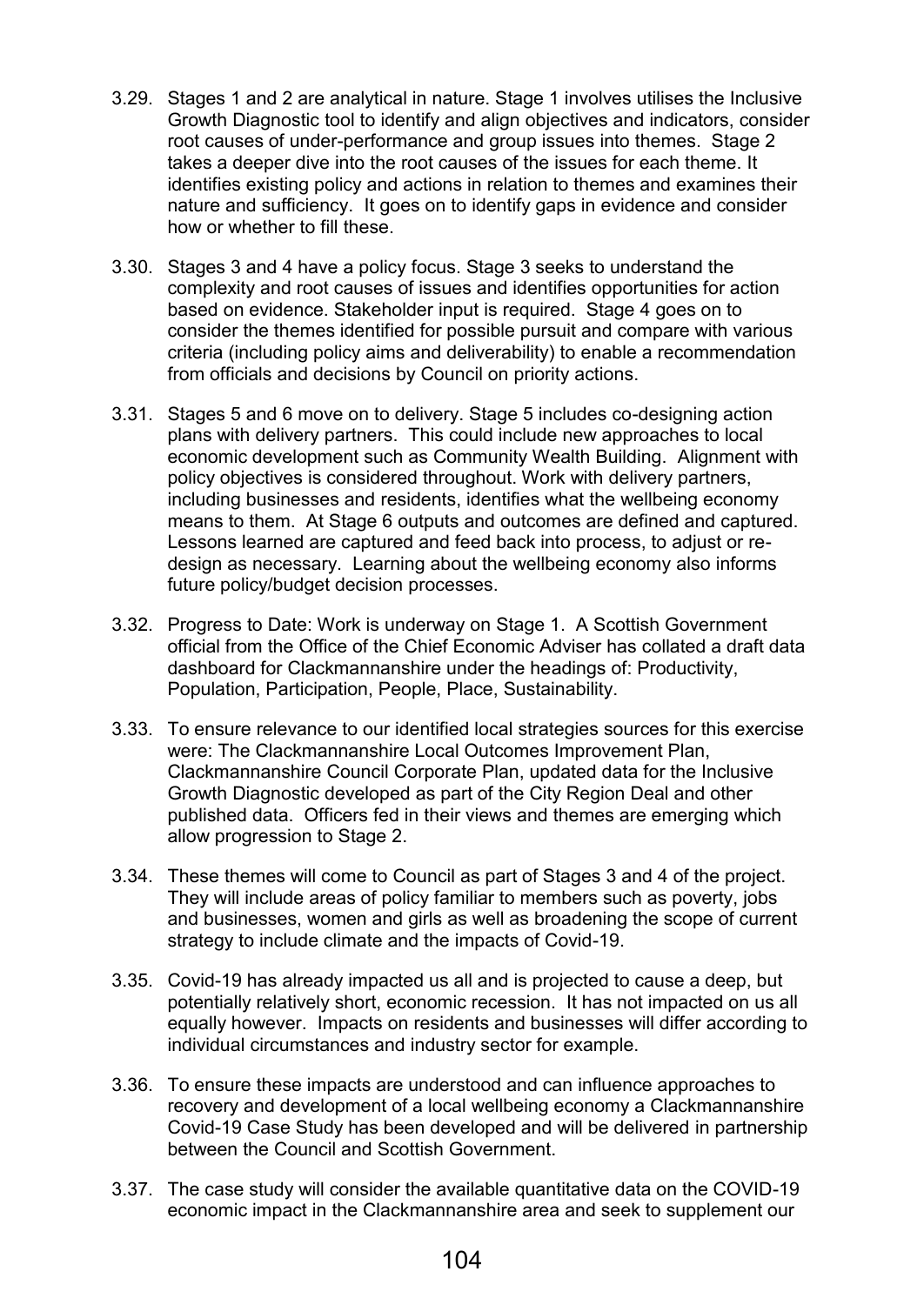3.29. Stages 1 and 2 are analytical in nature. Stage 1 involves utilises the Inclusive Growth Diagnostic tool to identify and align objectives and indicators, consider root causes of under-performance and group issues into themes. Stage 2 takes a deeper dive into the root causes of the issues for each theme. It identifies existing policy and actions in relation to themes and examines their nature and sufficiency. It goes on to identify gaps in evidence and consider how or whether to fill these.

3.30. Stages 3 and 4 have a policy focus. Stage 3 seeks to understand the complexity and root causes of issues and identifies opportunities for action based on evidence. Stakeholder input is required. Stage 4 goes on to consider the themes identified for possible pursuit and compare with various criteria (including policy aims and deliverability) to enable a recommendation from officials and decisions by Council on priority actions.

3.31. Stages 5 and 6 move on to delivery. Stage 5 includes co-designing action plans with delivery partners. This could include new approaches to local economic development such as Community Wealth Building. Alignment with policy objectives is considered throughout. Work with delivery partners, including businesses and residents, identifies what the wellbeing economy means to them. At Stage 6 outputs and outcomes are defined and captured. Lessons learned are captured and feed back into process, to adjust or re-design as necessary. Learning about the wellbeing economy also informs future policy/budget decision processes.

3.32. Progress to Date: Work is underway on Stage 1. A Scottish Government official from the Office of the Chief Economic Adviser has collated a draft data dashboard for Clackmannanshire under the headings of: Productivity, Population, Participation, People, Place, Sustainability.

3.33. To ensure relevance to our identified local strategies sources for this exercise were: The Clackmannanshire Local Outcomes Improvement Plan, Clackmannanshire Council Corporate Plan, updated data for the Inclusive Growth Diagnostic developed as part of the City Region Deal and other published data. Officers fed in their views and themes are emerging which allow progression to Stage 2.

3.34. These themes will come to Council as part of Stages 3 and 4 of the project. They will include areas of policy familiar to members such as poverty, jobs and businesses, women and girls as well as broadening the scope of current strategy to include climate and the impacts of Covid-19.

3.35. Covid-19 has already impacted us all and is projected to cause a deep, but potentially relatively short, economic recession. It has not impacted on us all equally however. Impacts on residents and businesses will differ according to individual circumstances and industry sector for example.

3.36. To ensure these impacts are understood and can influence approaches to recovery and development of a local wellbeing economy a Clackmannanshire Covid-19 Case Study has been developed and will be delivered in partnership between the Council and Scottish Government.

3.37. The case study will consider the available quantitative data on the COVID-19 economic impact in the Clackmannanshire area and seek to supplement our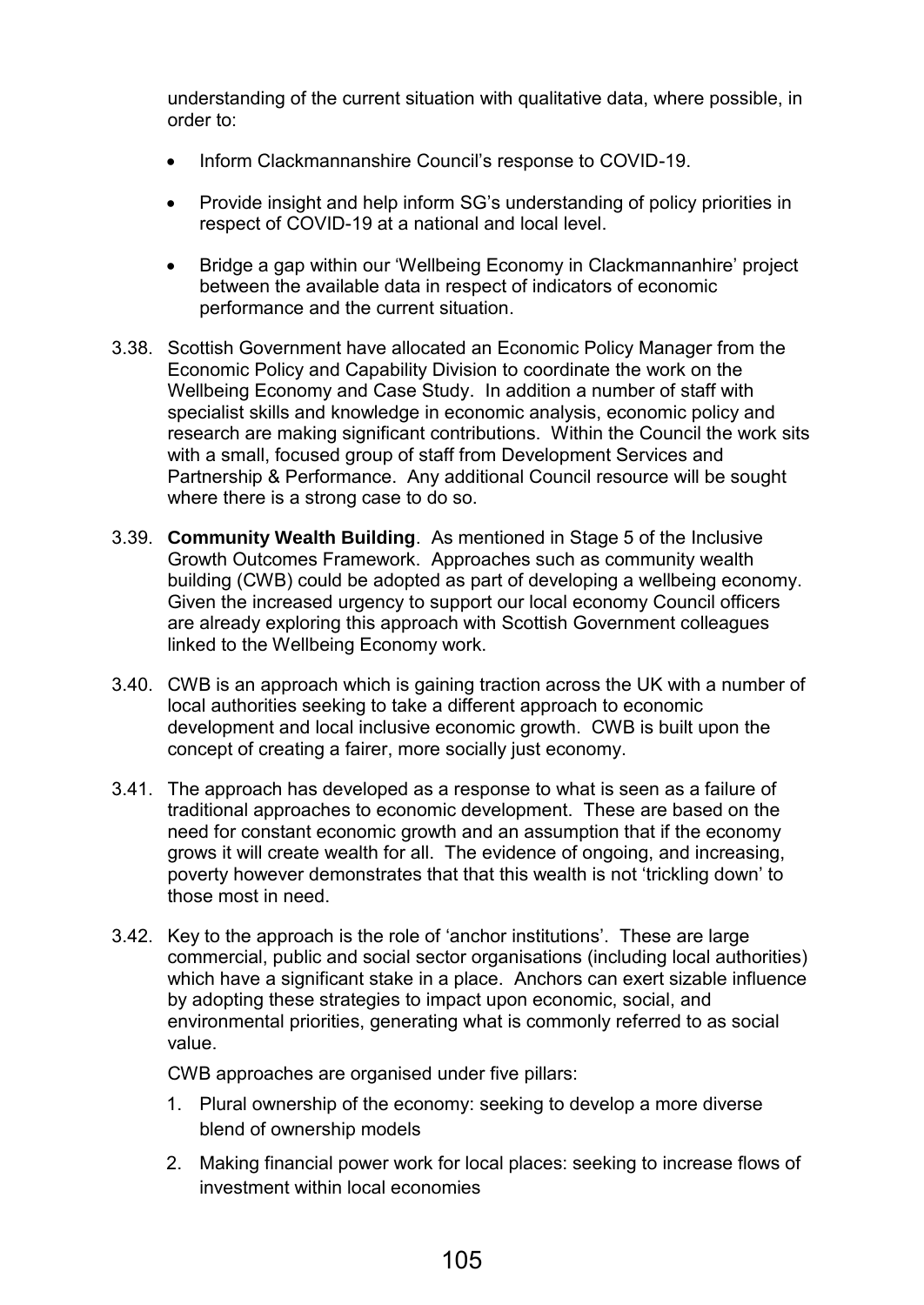understanding of the current situation with qualitative data, where possible, in order to:

- Inform Clackmannanshire Council's response to COVID-19.
- Provide insight and help inform SG's understanding of policy priorities in respect of COVID-19 at a national and local level.
- Bridge a gap within our 'Wellbeing Economy in Clackmannanhire' project between the available data in respect of indicators of economic performance and the current situation.

3.38. Scottish Government have allocated an Economic Policy Manager from the Economic Policy and Capability Division to coordinate the work on the Wellbeing Economy and Case Study. In addition a number of staff with specialist skills and knowledge in economic analysis, economic policy and research are making significant contributions. Within the Council the work sits with a small, focused group of staff from Development Services and Partnership & Performance. Any additional Council resource will be sought where there is a strong case to do so.

3.39. **Community Wealth Building**. As mentioned in Stage 5 of the Inclusive Growth Outcomes Framework. Approaches such as community wealth building (CWB) could be adopted as part of developing a wellbeing economy. Given the increased urgency to support our local economy Council officers are already exploring this approach with Scottish Government colleagues linked to the Wellbeing Economy work.

3.40. CWB is an approach which is gaining traction across the UK with a number of local authorities seeking to take a different approach to economic development and local inclusive economic growth. CWB is built upon the concept of creating a fairer, more socially just economy.

3.41. The approach has developed as a response to what is seen as a failure of traditional approaches to economic development. These are based on the need for constant economic growth and an assumption that if the economy grows it will create wealth for all. The evidence of ongoing, and increasing, poverty however demonstrates that that this wealth is not 'trickling down' to those most in need.

3.42. Key to the approach is the role of 'anchor institutions'. These are large commercial, public and social sector organisations (including local authorities) which have a significant stake in a place. Anchors can exert sizable influence by adopting these strategies to impact upon economic, social, and environmental priorities, generating what is commonly referred to as social value.

CWB approaches are organised under five pillars:

1. Plural ownership of the economy: seeking to develop a more diverse blend of ownership models
2. Making financial power work for local places: seeking to increase flows of investment within local economies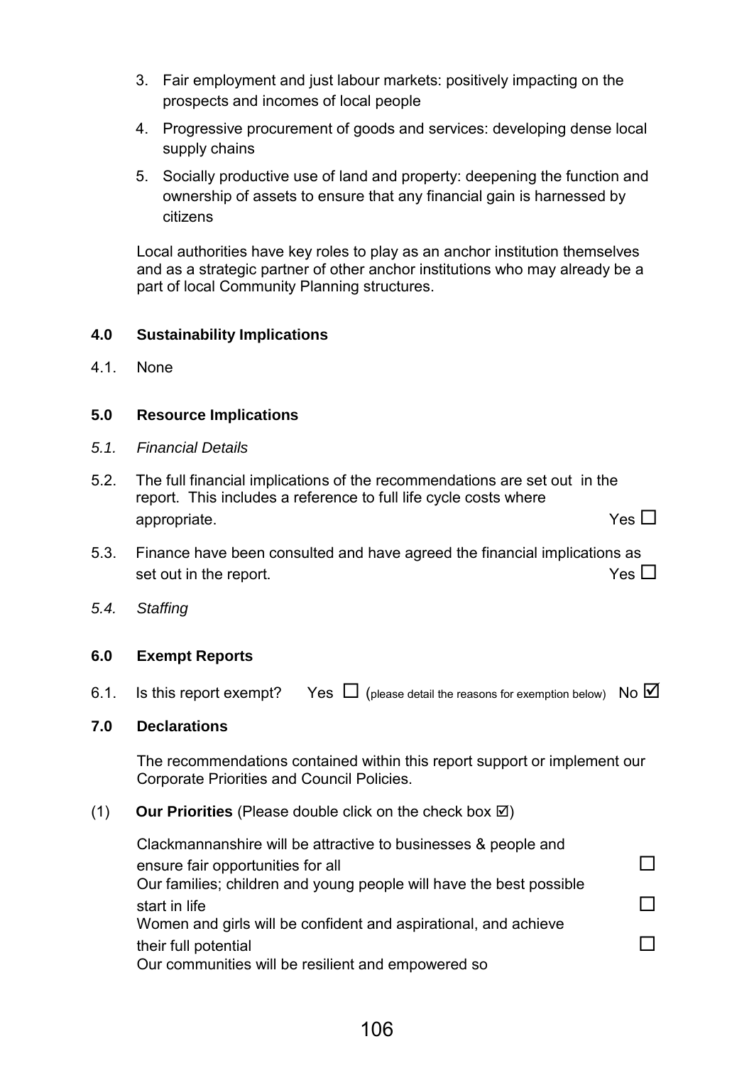3. Fair employment and just labour markets: positively impacting on the prospects and incomes of local people
4. Progressive procurement of goods and services: developing dense local supply chains
5. Socially productive use of land and property: deepening the function and ownership of assets to ensure that any financial gain is harnessed by citizens

Local authorities have key roles to play as an anchor institution themselves and as a strategic partner of other anchor institutions who may already be a part of local Community Planning structures.

**4.0 Sustainability Implications**

4.1. None

**5.0 Resource Implications**

*5.1. Financial Details*

5.2. The full financial implications of the recommendations are set out in the report. This includes a reference to full life cycle costs where appropriate. Yes ☐

5.3. Finance have been consulted and have agreed the financial implications as set out in the report. Yes ☐

*5.4. Staffing*

**6.0 Exempt Reports**

6.1. Is this report exempt? Yes ☐ (please detail the reasons for exemption below) No ☑

**7.0 Declarations**

The recommendations contained within this report support or implement our Corporate Priorities and Council Policies.

(1) **Our Priorities** (Please double click on the check box ☑)

Clackmannanshire will be attractive to businesses & people and ensure fair opportunities for all ☐

Our families; children and young people will have the best possible start in life ☐

Women and girls will be confident and aspirational, and achieve their full potential ☐

Our communities will be resilient and empowered so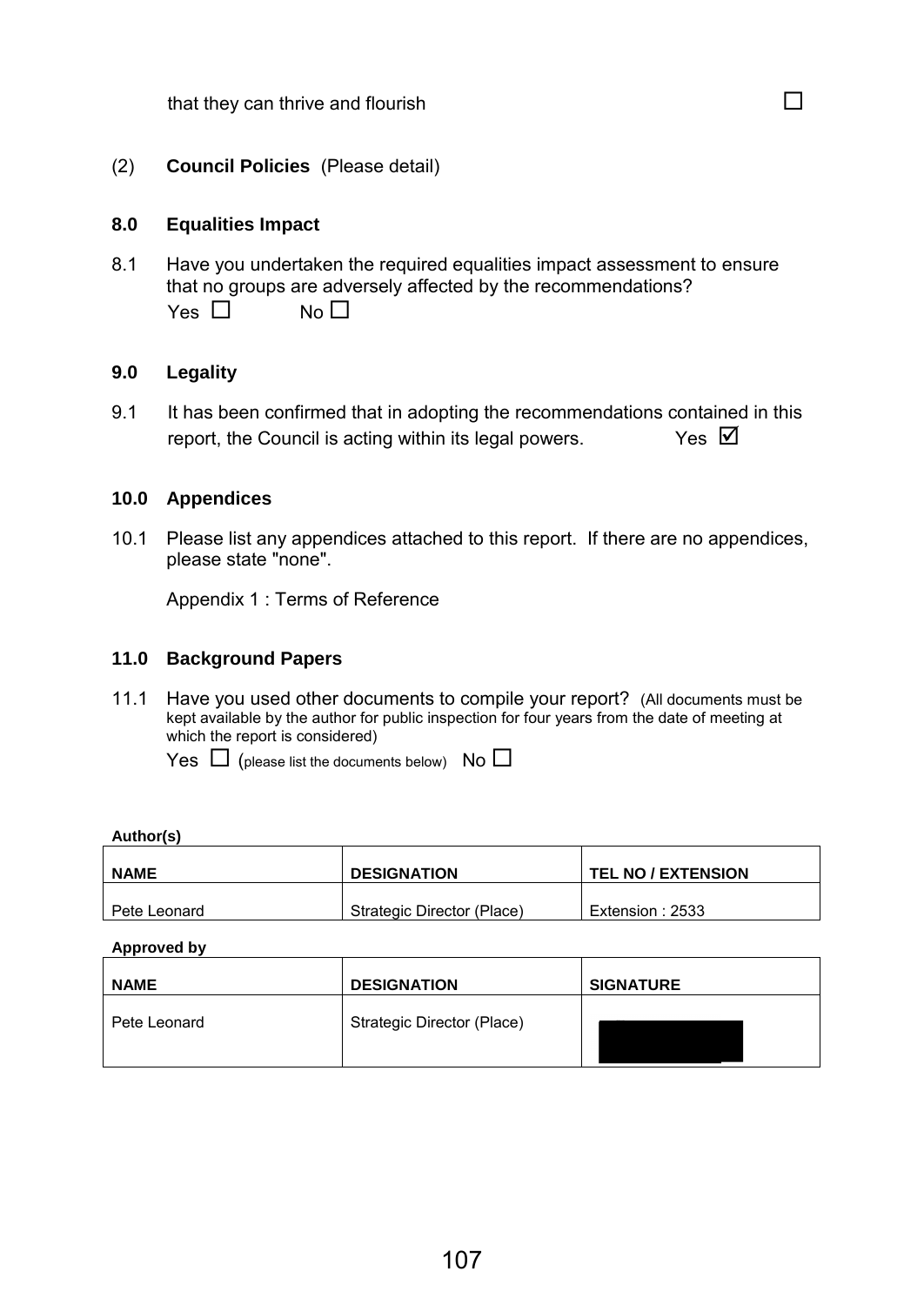that they can thrive and flourish ☐

(2) **Council Policies** (Please detail)

## 8.0 Equalities Impact

8.1 Have you undertaken the required equalities impact assessment to ensure that no groups are adversely affected by the recommendations?
Yes ☐ No ☐

## 9.0 Legality

9.1 It has been confirmed that in adopting the recommendations contained in this report, the Council is acting within its legal powers. Yes ☑

## 10.0 Appendices

10.1 Please list any appendices attached to this report. If there are no appendices, please state "none".

Appendix 1 : Terms of Reference

## 11.0 Background Papers

11.1 Have you used other documents to compile your report? (All documents must be kept available by the author for public inspection for four years from the date of meeting at which the report is considered)
Yes ☐ (please list the documents below) No ☐

**Author(s)**

| NAME | DESIGNATION | TEL NO / EXTENSION |
|---|---|---|
| Pete Leonard | Strategic Director (Place) | Extension : 2533 |

**Approved by**

| NAME | DESIGNATION | SIGNATURE |
|---|---|---|
| Pete Leonard | Strategic Director (Place) | |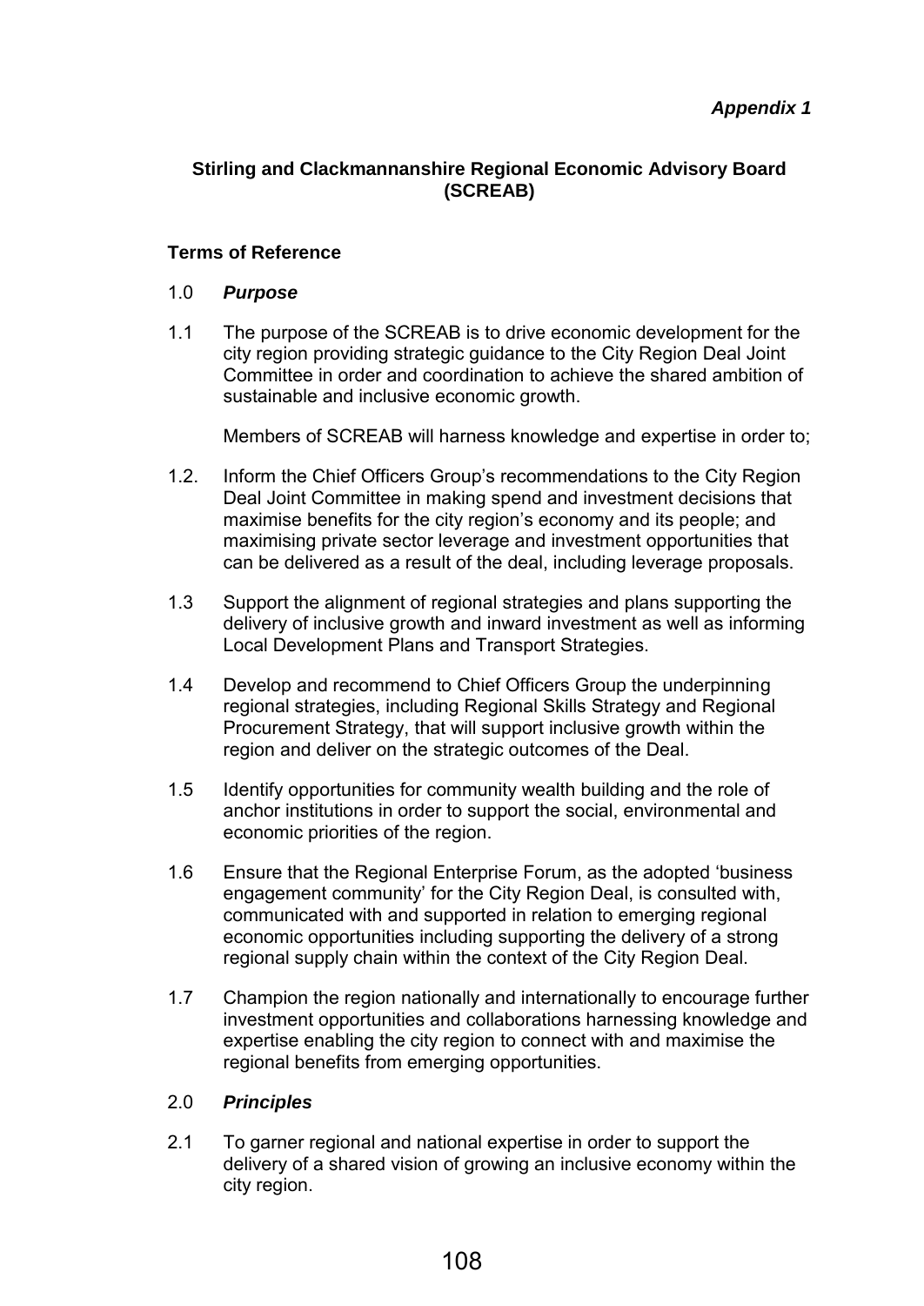***Appendix 1***

**Stirling and Clackmannanshire Regional Economic Advisory Board (SCREAB)**

**Terms of Reference**

1.0 ***Purpose***

1.1 The purpose of the SCREAB is to drive economic development for the city region providing strategic guidance to the City Region Deal Joint Committee in order and coordination to achieve the shared ambition of sustainable and inclusive economic growth.

Members of SCREAB will harness knowledge and expertise in order to;

1.2. Inform the Chief Officers Group's recommendations to the City Region Deal Joint Committee in making spend and investment decisions that maximise benefits for the city region's economy and its people; and maximising private sector leverage and investment opportunities that can be delivered as a result of the deal, including leverage proposals.

1.3 Support the alignment of regional strategies and plans supporting the delivery of inclusive growth and inward investment as well as informing Local Development Plans and Transport Strategies.

1.4 Develop and recommend to Chief Officers Group the underpinning regional strategies, including Regional Skills Strategy and Regional Procurement Strategy, that will support inclusive growth within the region and deliver on the strategic outcomes of the Deal.

1.5 Identify opportunities for community wealth building and the role of anchor institutions in order to support the social, environmental and economic priorities of the region.

1.6 Ensure that the Regional Enterprise Forum, as the adopted 'business engagement community' for the City Region Deal, is consulted with, communicated with and supported in relation to emerging regional economic opportunities including supporting the delivery of a strong regional supply chain within the context of the City Region Deal.

1.7 Champion the region nationally and internationally to encourage further investment opportunities and collaborations harnessing knowledge and expertise enabling the city region to connect with and maximise the regional benefits from emerging opportunities.

2.0 ***Principles***

2.1 To garner regional and national expertise in order to support the delivery of a shared vision of growing an inclusive economy within the city region.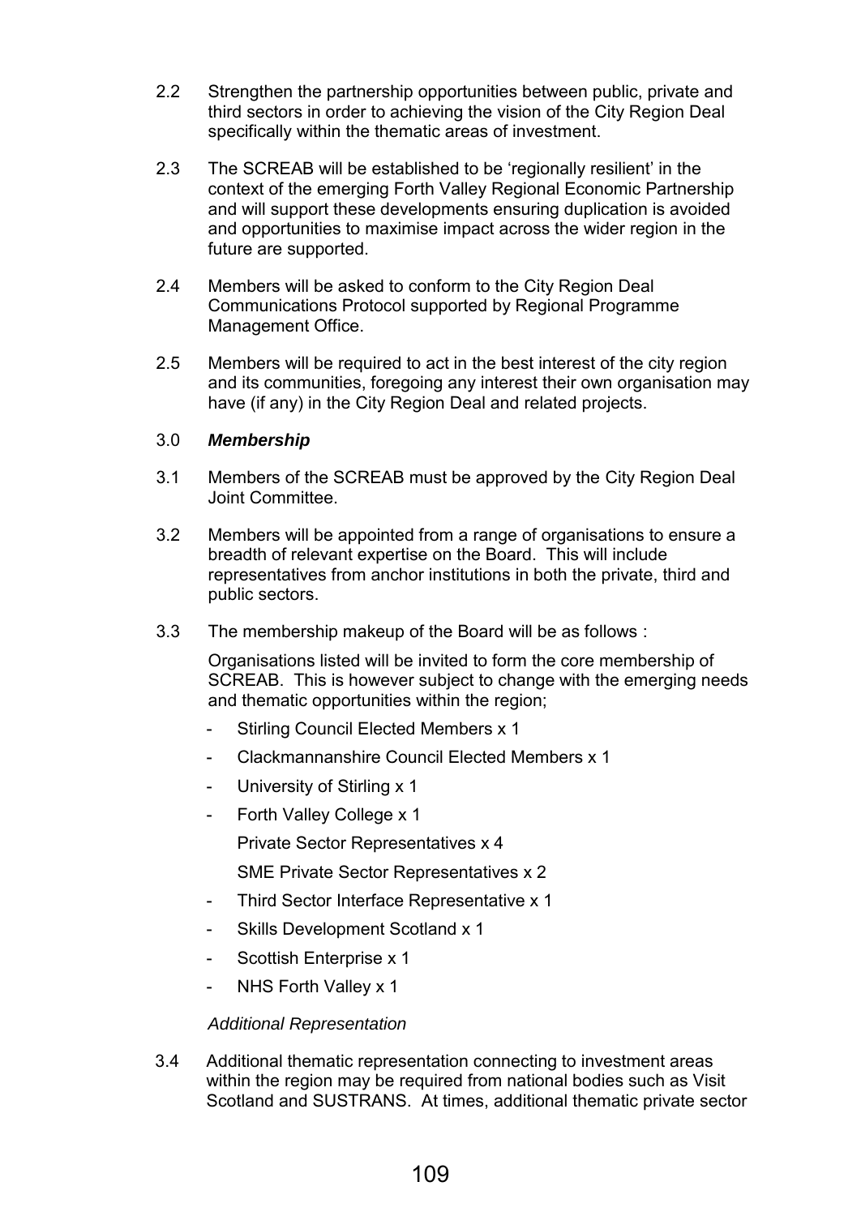2.2 Strengthen the partnership opportunities between public, private and third sectors in order to achieving the vision of the City Region Deal specifically within the thematic areas of investment.

2.3 The SCREAB will be established to be 'regionally resilient' in the context of the emerging Forth Valley Regional Economic Partnership and will support these developments ensuring duplication is avoided and opportunities to maximise impact across the wider region in the future are supported.

2.4 Members will be asked to conform to the City Region Deal Communications Protocol supported by Regional Programme Management Office.

2.5 Members will be required to act in the best interest of the city region and its communities, foregoing any interest their own organisation may have (if any) in the City Region Deal and related projects.

3.0 ***Membership***

3.1 Members of the SCREAB must be approved by the City Region Deal Joint Committee.

3.2 Members will be appointed from a range of organisations to ensure a breadth of relevant expertise on the Board. This will include representatives from anchor institutions in both the private, third and public sectors.

3.3 The membership makeup of the Board will be as follows :

Organisations listed will be invited to form the core membership of SCREAB. This is however subject to change with the emerging needs and thematic opportunities within the region;

- Stirling Council Elected Members x 1
- Clackmannanshire Council Elected Members x 1
- University of Stirling x 1
- Forth Valley College x 1

  Private Sector Representatives x 4

  SME Private Sector Representatives x 2
- Third Sector Interface Representative x 1
- Skills Development Scotland x 1
- Scottish Enterprise x 1
- NHS Forth Valley x 1

*Additional Representation*

3.4 Additional thematic representation connecting to investment areas within the region may be required from national bodies such as Visit Scotland and SUSTRANS. At times, additional thematic private sector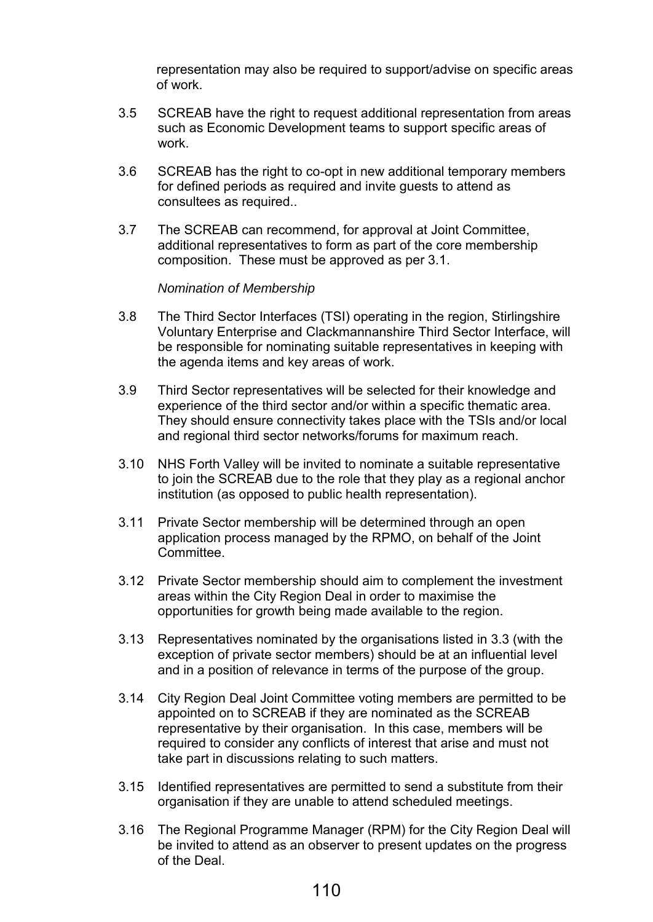representation may also be required to support/advise on specific areas of work.

3.5 SCREAB have the right to request additional representation from areas such as Economic Development teams to support specific areas of work.

3.6 SCREAB has the right to co-opt in new additional temporary members for defined periods as required and invite guests to attend as consultees as required..

3.7 The SCREAB can recommend, for approval at Joint Committee, additional representatives to form as part of the core membership composition. These must be approved as per 3.1.

*Nomination of Membership*

3.8 The Third Sector Interfaces (TSI) operating in the region, Stirlingshire Voluntary Enterprise and Clackmannanshire Third Sector Interface, will be responsible for nominating suitable representatives in keeping with the agenda items and key areas of work.

3.9 Third Sector representatives will be selected for their knowledge and experience of the third sector and/or within a specific thematic area. They should ensure connectivity takes place with the TSIs and/or local and regional third sector networks/forums for maximum reach.

3.10 NHS Forth Valley will be invited to nominate a suitable representative to join the SCREAB due to the role that they play as a regional anchor institution (as opposed to public health representation).

3.11 Private Sector membership will be determined through an open application process managed by the RPMO, on behalf of the Joint Committee.

3.12 Private Sector membership should aim to complement the investment areas within the City Region Deal in order to maximise the opportunities for growth being made available to the region.

3.13 Representatives nominated by the organisations listed in 3.3 (with the exception of private sector members) should be at an influential level and in a position of relevance in terms of the purpose of the group.

3.14 City Region Deal Joint Committee voting members are permitted to be appointed on to SCREAB if they are nominated as the SCREAB representative by their organisation. In this case, members will be required to consider any conflicts of interest that arise and must not take part in discussions relating to such matters.

3.15 Identified representatives are permitted to send a substitute from their organisation if they are unable to attend scheduled meetings.

3.16 The Regional Programme Manager (RPM) for the City Region Deal will be invited to attend as an observer to present updates on the progress of the Deal.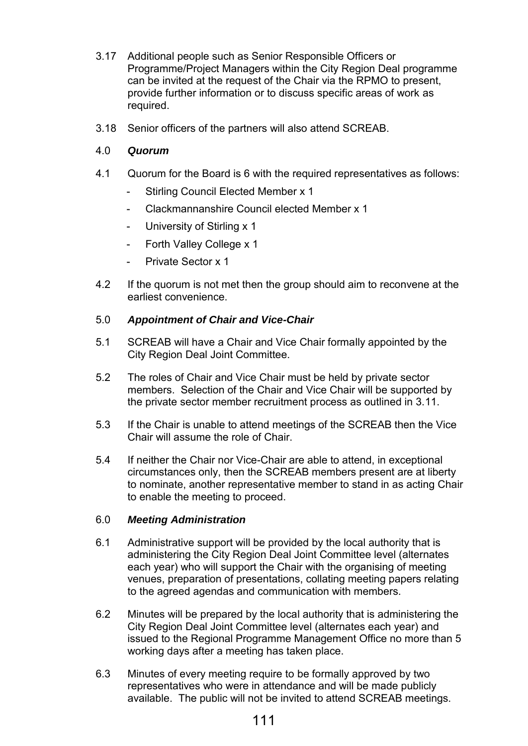3.17 Additional people such as Senior Responsible Officers or Programme/Project Managers within the City Region Deal programme can be invited at the request of the Chair via the RPMO to present, provide further information or to discuss specific areas of work as required.

3.18 Senior officers of the partners will also attend SCREAB.

## 4.0 *Quorum*

4.1 Quorum for the Board is 6 with the required representatives as follows:

- Stirling Council Elected Member x 1
- Clackmannanshire Council elected Member x 1
- University of Stirling x 1
- Forth Valley College x 1
- Private Sector x 1

4.2 If the quorum is not met then the group should aim to reconvene at the earliest convenience.

## 5.0 *Appointment of Chair and Vice-Chair*

5.1 SCREAB will have a Chair and Vice Chair formally appointed by the City Region Deal Joint Committee.

5.2 The roles of Chair and Vice Chair must be held by private sector members. Selection of the Chair and Vice Chair will be supported by the private sector member recruitment process as outlined in 3.11.

5.3 If the Chair is unable to attend meetings of the SCREAB then the Vice Chair will assume the role of Chair.

5.4 If neither the Chair nor Vice-Chair are able to attend, in exceptional circumstances only, then the SCREAB members present are at liberty to nominate, another representative member to stand in as acting Chair to enable the meeting to proceed.

## 6.0 *Meeting Administration*

6.1 Administrative support will be provided by the local authority that is administering the City Region Deal Joint Committee level (alternates each year) who will support the Chair with the organising of meeting venues, preparation of presentations, collating meeting papers relating to the agreed agendas and communication with members.

6.2 Minutes will be prepared by the local authority that is administering the City Region Deal Joint Committee level (alternates each year) and issued to the Regional Programme Management Office no more than 5 working days after a meeting has taken place.

6.3 Minutes of every meeting require to be formally approved by two representatives who were in attendance and will be made publicly available. The public will not be invited to attend SCREAB meetings.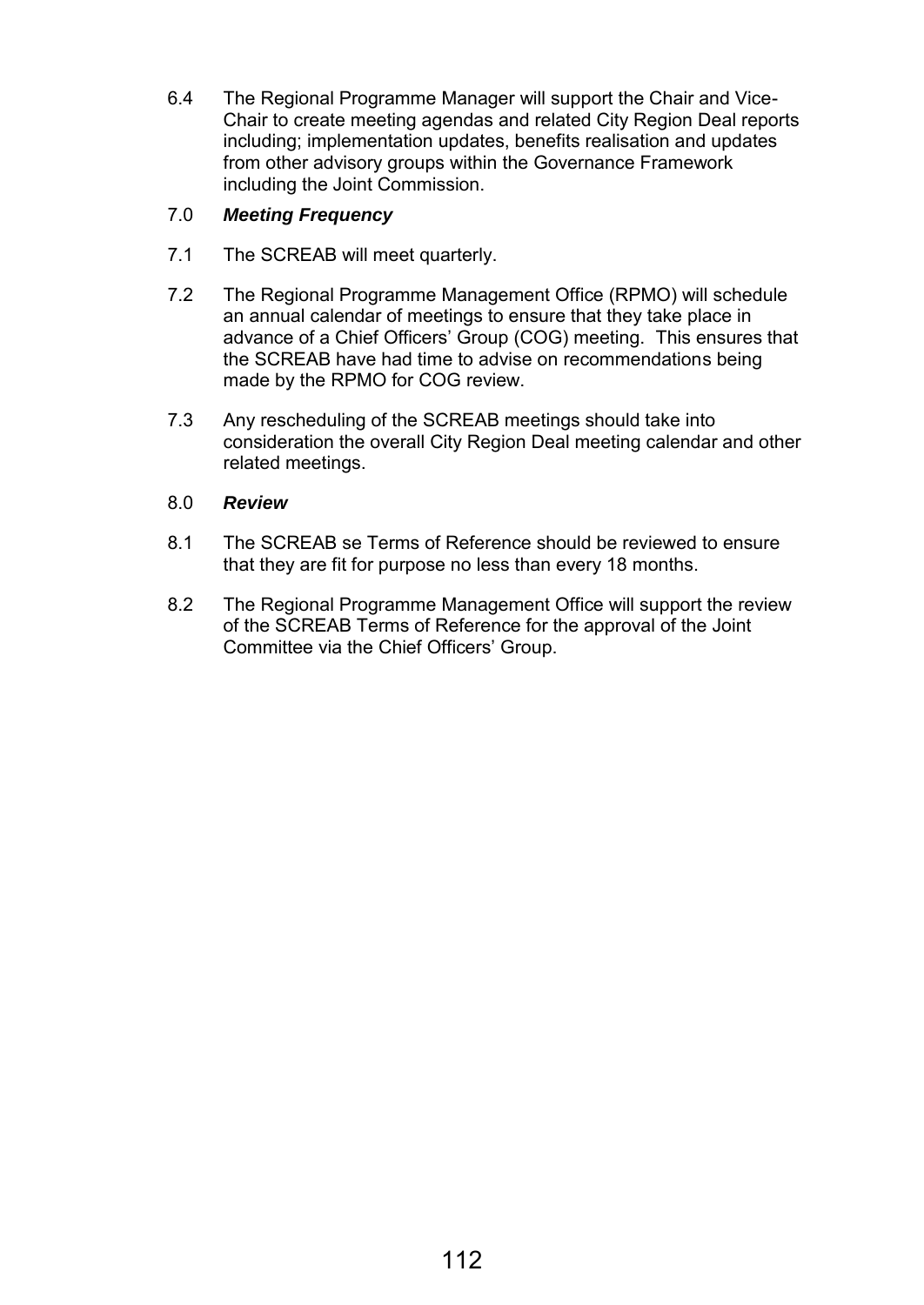6.4 The Regional Programme Manager will support the Chair and Vice-Chair to create meeting agendas and related City Region Deal reports including; implementation updates, benefits realisation and updates from other advisory groups within the Governance Framework including the Joint Commission.

### 7.0 *Meeting Frequency*

7.1 The SCREAB will meet quarterly.

7.2 The Regional Programme Management Office (RPMO) will schedule an annual calendar of meetings to ensure that they take place in advance of a Chief Officers' Group (COG) meeting. This ensures that the SCREAB have had time to advise on recommendations being made by the RPMO for COG review.

7.3 Any rescheduling of the SCREAB meetings should take into consideration the overall City Region Deal meeting calendar and other related meetings.

### 8.0 *Review*

8.1 The SCREAB se Terms of Reference should be reviewed to ensure that they are fit for purpose no less than every 18 months.

8.2 The Regional Programme Management Office will support the review of the SCREAB Terms of Reference for the approval of the Joint Committee via the Chief Officers' Group.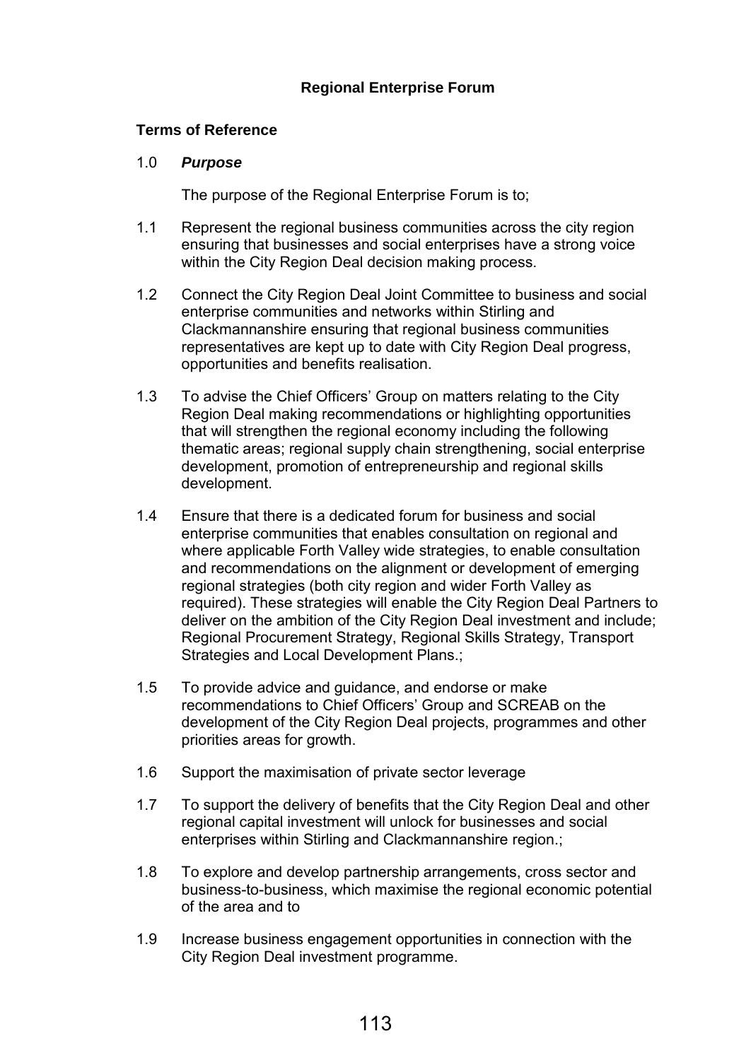**Regional Enterprise Forum**

**Terms of Reference**

1.0 ***Purpose***

The purpose of the Regional Enterprise Forum is to;

1.1 Represent the regional business communities across the city region ensuring that businesses and social enterprises have a strong voice within the City Region Deal decision making process.

1.2 Connect the City Region Deal Joint Committee to business and social enterprise communities and networks within Stirling and Clackmannanshire ensuring that regional business communities representatives are kept up to date with City Region Deal progress, opportunities and benefits realisation.

1.3 To advise the Chief Officers' Group on matters relating to the City Region Deal making recommendations or highlighting opportunities that will strengthen the regional economy including the following thematic areas; regional supply chain strengthening, social enterprise development, promotion of entrepreneurship and regional skills development.

1.4 Ensure that there is a dedicated forum for business and social enterprise communities that enables consultation on regional and where applicable Forth Valley wide strategies, to enable consultation and recommendations on the alignment or development of emerging regional strategies (both city region and wider Forth Valley as required). These strategies will enable the City Region Deal Partners to deliver on the ambition of the City Region Deal investment and include; Regional Procurement Strategy, Regional Skills Strategy, Transport Strategies and Local Development Plans.;

1.5 To provide advice and guidance, and endorse or make recommendations to Chief Officers' Group and SCREAB on the development of the City Region Deal projects, programmes and other priorities areas for growth.

1.6 Support the maximisation of private sector leverage

1.7 To support the delivery of benefits that the City Region Deal and other regional capital investment will unlock for businesses and social enterprises within Stirling and Clackmannanshire region.;

1.8 To explore and develop partnership arrangements, cross sector and business-to-business, which maximise the regional economic potential of the area and to

1.9 Increase business engagement opportunities in connection with the City Region Deal investment programme.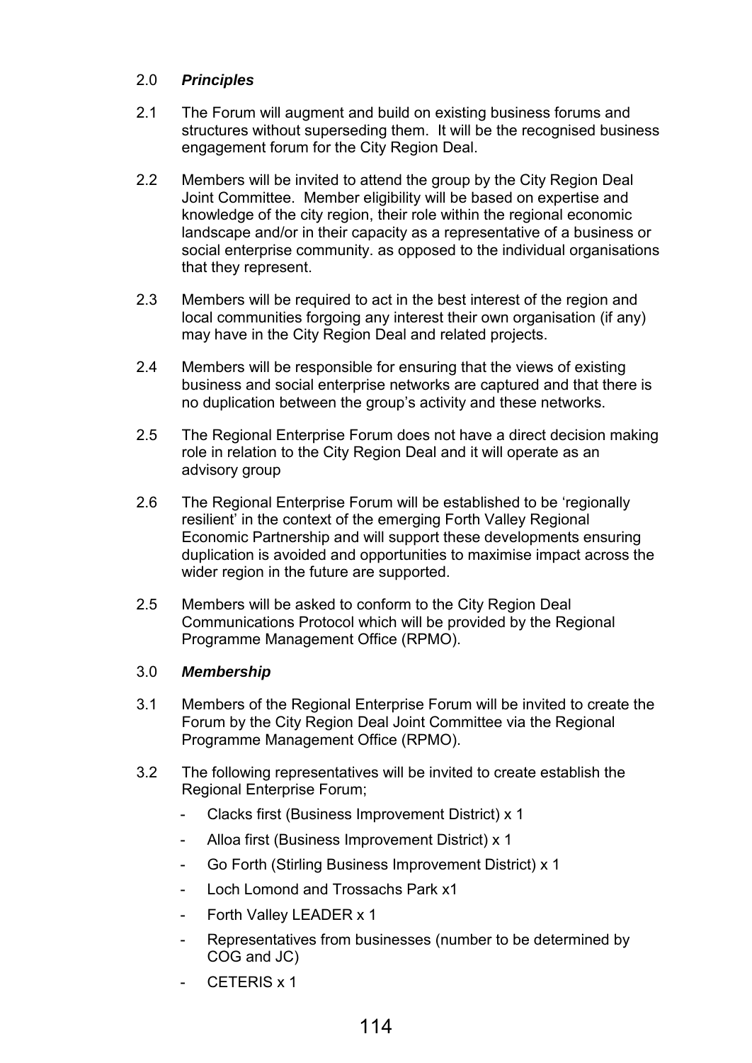## 2.0 ***Principles***

2.1 The Forum will augment and build on existing business forums and structures without superseding them. It will be the recognised business engagement forum for the City Region Deal.

2.2 Members will be invited to attend the group by the City Region Deal Joint Committee. Member eligibility will be based on expertise and knowledge of the city region, their role within the regional economic landscape and/or in their capacity as a representative of a business or social enterprise community. as opposed to the individual organisations that they represent.

2.3 Members will be required to act in the best interest of the region and local communities forgoing any interest their own organisation (if any) may have in the City Region Deal and related projects.

2.4 Members will be responsible for ensuring that the views of existing business and social enterprise networks are captured and that there is no duplication between the group's activity and these networks.

2.5 The Regional Enterprise Forum does not have a direct decision making role in relation to the City Region Deal and it will operate as an advisory group

2.6 The Regional Enterprise Forum will be established to be 'regionally resilient' in the context of the emerging Forth Valley Regional Economic Partnership and will support these developments ensuring duplication is avoided and opportunities to maximise impact across the wider region in the future are supported.

2.5 Members will be asked to conform to the City Region Deal Communications Protocol which will be provided by the Regional Programme Management Office (RPMO).

## 3.0 ***Membership***

3.1 Members of the Regional Enterprise Forum will be invited to create the Forum by the City Region Deal Joint Committee via the Regional Programme Management Office (RPMO).

3.2 The following representatives will be invited to create establish the Regional Enterprise Forum;

- Clacks first (Business Improvement District) x 1
- Alloa first (Business Improvement District) x 1
- Go Forth (Stirling Business Improvement District) x 1
- Loch Lomond and Trossachs Park x1
- Forth Valley LEADER x 1
- Representatives from businesses (number to be determined by COG and JC)
- CETERIS x 1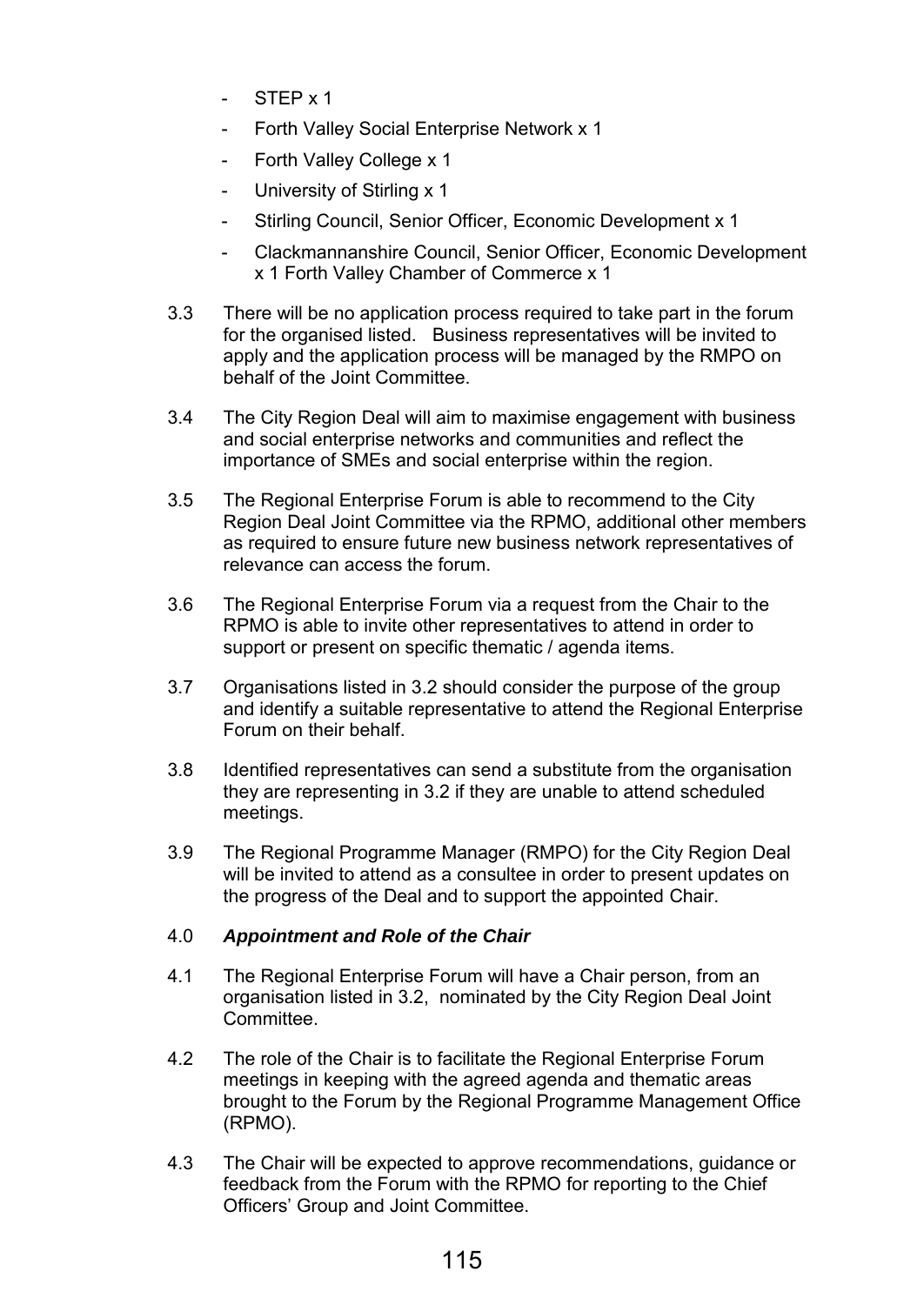- STEP x 1
- Forth Valley Social Enterprise Network x 1
- Forth Valley College x 1
- University of Stirling x 1
- Stirling Council, Senior Officer, Economic Development x 1
- Clackmannanshire Council, Senior Officer, Economic Development x 1 Forth Valley Chamber of Commerce x 1

3.3 There will be no application process required to take part in the forum for the organised listed. Business representatives will be invited to apply and the application process will be managed by the RMPO on behalf of the Joint Committee.

3.4 The City Region Deal will aim to maximise engagement with business and social enterprise networks and communities and reflect the importance of SMEs and social enterprise within the region.

3.5 The Regional Enterprise Forum is able to recommend to the City Region Deal Joint Committee via the RPMO, additional other members as required to ensure future new business network representatives of relevance can access the forum.

3.6 The Regional Enterprise Forum via a request from the Chair to the RPMO is able to invite other representatives to attend in order to support or present on specific thematic / agenda items.

3.7 Organisations listed in 3.2 should consider the purpose of the group and identify a suitable representative to attend the Regional Enterprise Forum on their behalf.

3.8 Identified representatives can send a substitute from the organisation they are representing in 3.2 if they are unable to attend scheduled meetings.

3.9 The Regional Programme Manager (RMPO) for the City Region Deal will be invited to attend as a consultee in order to present updates on the progress of the Deal and to support the appointed Chair.

4.0 ***Appointment and Role of the Chair***

4.1 The Regional Enterprise Forum will have a Chair person, from an organisation listed in 3.2, nominated by the City Region Deal Joint Committee.

4.2 The role of the Chair is to facilitate the Regional Enterprise Forum meetings in keeping with the agreed agenda and thematic areas brought to the Forum by the Regional Programme Management Office (RPMO).

4.3 The Chair will be expected to approve recommendations, guidance or feedback from the Forum with the RPMO for reporting to the Chief Officers' Group and Joint Committee.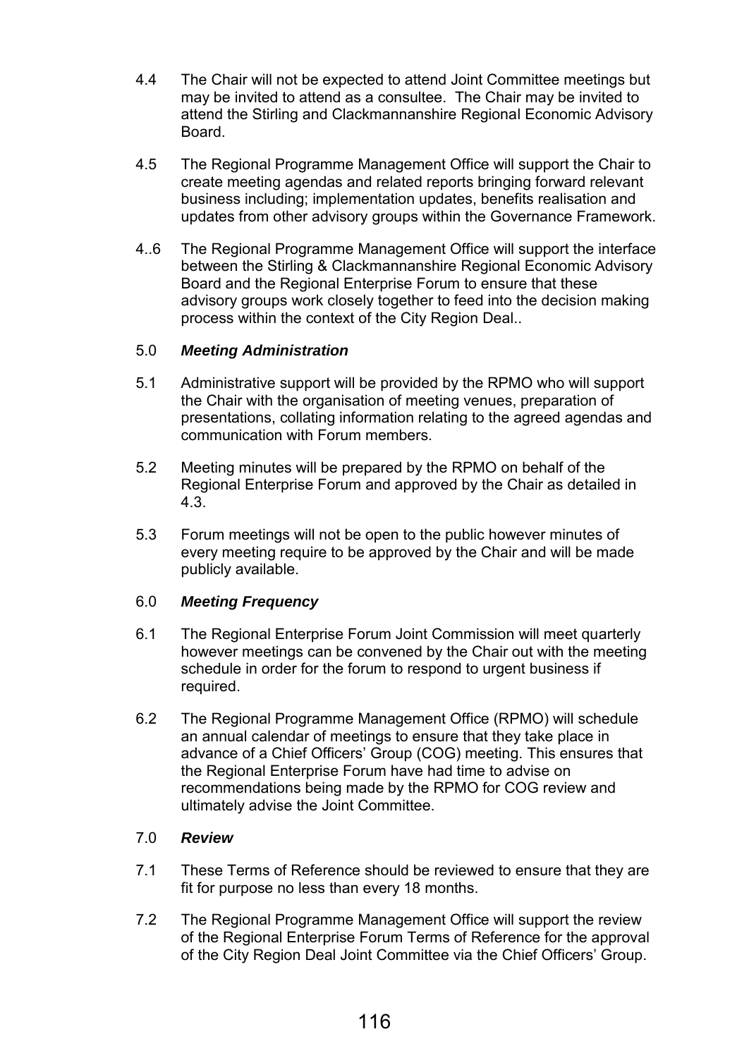4.4 The Chair will not be expected to attend Joint Committee meetings but may be invited to attend as a consultee. The Chair may be invited to attend the Stirling and Clackmannanshire Regional Economic Advisory Board.

4.5 The Regional Programme Management Office will support the Chair to create meeting agendas and related reports bringing forward relevant business including; implementation updates, benefits realisation and updates from other advisory groups within the Governance Framework.

4..6 The Regional Programme Management Office will support the interface between the Stirling & Clackmannanshire Regional Economic Advisory Board and the Regional Enterprise Forum to ensure that these advisory groups work closely together to feed into the decision making process within the context of the City Region Deal..

## 5.0 ***Meeting Administration***

5.1 Administrative support will be provided by the RPMO who will support the Chair with the organisation of meeting venues, preparation of presentations, collating information relating to the agreed agendas and communication with Forum members.

5.2 Meeting minutes will be prepared by the RPMO on behalf of the Regional Enterprise Forum and approved by the Chair as detailed in 4.3.

5.3 Forum meetings will not be open to the public however minutes of every meeting require to be approved by the Chair and will be made publicly available.

## 6.0 ***Meeting Frequency***

6.1 The Regional Enterprise Forum Joint Commission will meet quarterly however meetings can be convened by the Chair out with the meeting schedule in order for the forum to respond to urgent business if required.

6.2 The Regional Programme Management Office (RPMO) will schedule an annual calendar of meetings to ensure that they take place in advance of a Chief Officers' Group (COG) meeting. This ensures that the Regional Enterprise Forum have had time to advise on recommendations being made by the RPMO for COG review and ultimately advise the Joint Committee.

## 7.0 ***Review***

7.1 These Terms of Reference should be reviewed to ensure that they are fit for purpose no less than every 18 months.

7.2 The Regional Programme Management Office will support the review of the Regional Enterprise Forum Terms of Reference for the approval of the City Region Deal Joint Committee via the Chief Officers' Group.